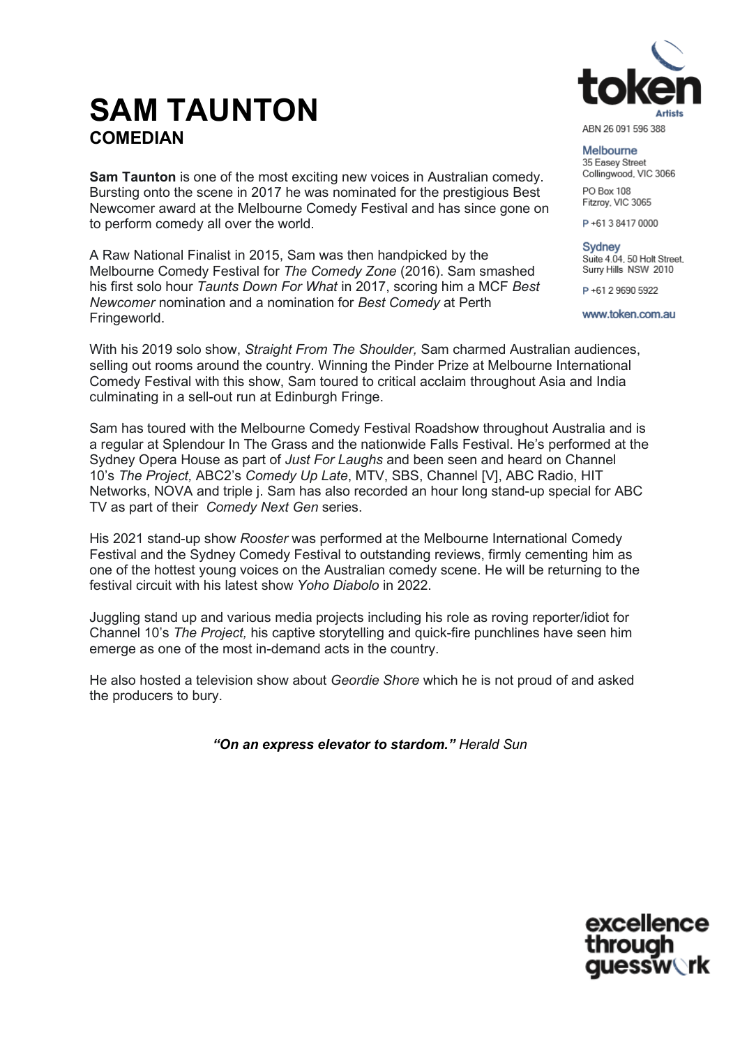# SAM TAUNTON
## COMEDIAN

token Artists

ABN 26 091 596 388

**Melbourne**
35 Easey Street
Collingwood, VIC 3066

PO Box 108
Fitzroy, VIC 3065

P +61 3 8417 0000

**Sydney**
Suite 4.04, 50 Holt Street,
Surry Hills NSW 2010

P +61 2 9690 5922

www.token.com.au

**Sam Taunton** is one of the most exciting new voices in Australian comedy. Bursting onto the scene in 2017 he was nominated for the prestigious Best Newcomer award at the Melbourne Comedy Festival and has since gone on to perform comedy all over the world.

A Raw National Finalist in 2015, Sam was then handpicked by the Melbourne Comedy Festival for *The Comedy Zone* (2016). Sam smashed his first solo hour *Taunts Down For What* in 2017, scoring him a MCF *Best Newcomer* nomination and a nomination for *Best Comedy* at Perth Fringeworld.

With his 2019 solo show, *Straight From The Shoulder,* Sam charmed Australian audiences, selling out rooms around the country. Winning the Pinder Prize at Melbourne International Comedy Festival with this show, Sam toured to critical acclaim throughout Asia and India culminating in a sell-out run at Edinburgh Fringe.

Sam has toured with the Melbourne Comedy Festival Roadshow throughout Australia and is a regular at Splendour In The Grass and the nationwide Falls Festival. He's performed at the Sydney Opera House as part of *Just For Laughs* and been seen and heard on Channel 10's *The Project,* ABC2's *Comedy Up Late*, MTV, SBS, Channel [V], ABC Radio, HIT Networks, NOVA and triple j. Sam has also recorded an hour long stand-up special for ABC TV as part of their *Comedy Next Gen* series.

His 2021 stand-up show *Rooster* was performed at the Melbourne International Comedy Festival and the Sydney Comedy Festival to outstanding reviews, firmly cementing him as one of the hottest young voices on the Australian comedy scene. He will be returning to the festival circuit with his latest show *Yoho Diabolo* in 2022.

Juggling stand up and various media projects including his role as roving reporter/idiot for Channel 10's *The Project,* his captive storytelling and quick-fire punchlines have seen him emerge as one of the most in-demand acts in the country.

He also hosted a television show about *Geordie Shore* which he is not proud of and asked the producers to bury.

***"On an express elevator to stardom."*** *Herald Sun*

excellence through guesswork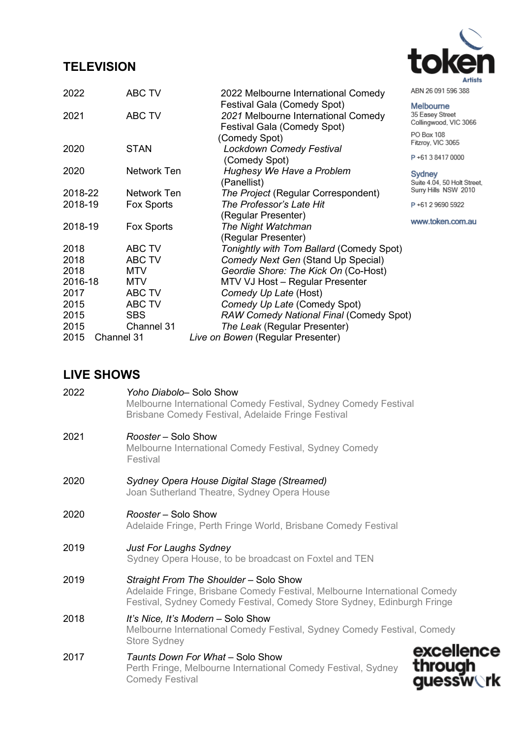## TELEVISION

| | | |
|---|---|---|
| 2022 | ABC TV | 2022 Melbourne International Comedy Festival Gala (Comedy Spot) |
| 2021 | ABC TV | *2021* Melbourne International Comedy Festival Gala (Comedy Spot) (Comedy Spot) |
| 2020 | STAN | *Lockdown Comedy Festival* (Comedy Spot) |
| 2020 | Network Ten | *Hughesy We Have a Problem* (Panellist) |
| 2018-22 | Network Ten | *The Project* (Regular Correspondent) |
| 2018-19 | Fox Sports | *The Professor's Late Hit* (Regular Presenter) |
| 2018-19 | Fox Sports | *The Night Watchman* (Regular Presenter) |
| 2018 | ABC TV | *Tonightly with Tom Ballard* (Comedy Spot) |
| 2018 | ABC TV | *Comedy Next Gen* (Stand Up Special) |
| 2018 | MTV | *Geordie Shore: The Kick On* (Co-Host) |
| 2016-18 | MTV | MTV VJ Host – Regular Presenter |
| 2017 | ABC TV | *Comedy Up Late* (Host) |
| 2015 | ABC TV | *Comedy Up Late* (Comedy Spot) |
| 2015 | SBS | *RAW Comedy National Final* (Comedy Spot) |
| 2015 | Channel 31 | *The Leak* (Regular Presenter) |
| 2015 | Channel 31 | *Live on Bowen* (Regular Presenter) |

## LIVE SHOWS

2022 *Yoho Diabolo*– Solo Show
Melbourne International Comedy Festival, Sydney Comedy Festival
Brisbane Comedy Festival, Adelaide Fringe Festival

2021 *Rooster* – Solo Show
Melbourne International Comedy Festival, Sydney Comedy Festival

2020 *Sydney Opera House Digital Stage (Streamed)*
Joan Sutherland Theatre, Sydney Opera House

2020 *Rooster* – Solo Show
Adelaide Fringe, Perth Fringe World, Brisbane Comedy Festival

2019 *Just For Laughs Sydney*
Sydney Opera House, to be broadcast on Foxtel and TEN

2019 *Straight From The Shoulder* – Solo Show
Adelaide Fringe, Brisbane Comedy Festival, Melbourne International Comedy Festival, Sydney Comedy Festival, Comedy Store Sydney, Edinburgh Fringe

2018 *It's Nice, It's Modern* – Solo Show
Melbourne International Comedy Festival, Sydney Comedy Festival, Comedy Store Sydney

2017 *Taunts Down For What* – Solo Show
Perth Fringe, Melbourne International Comedy Festival, Sydney Comedy Festival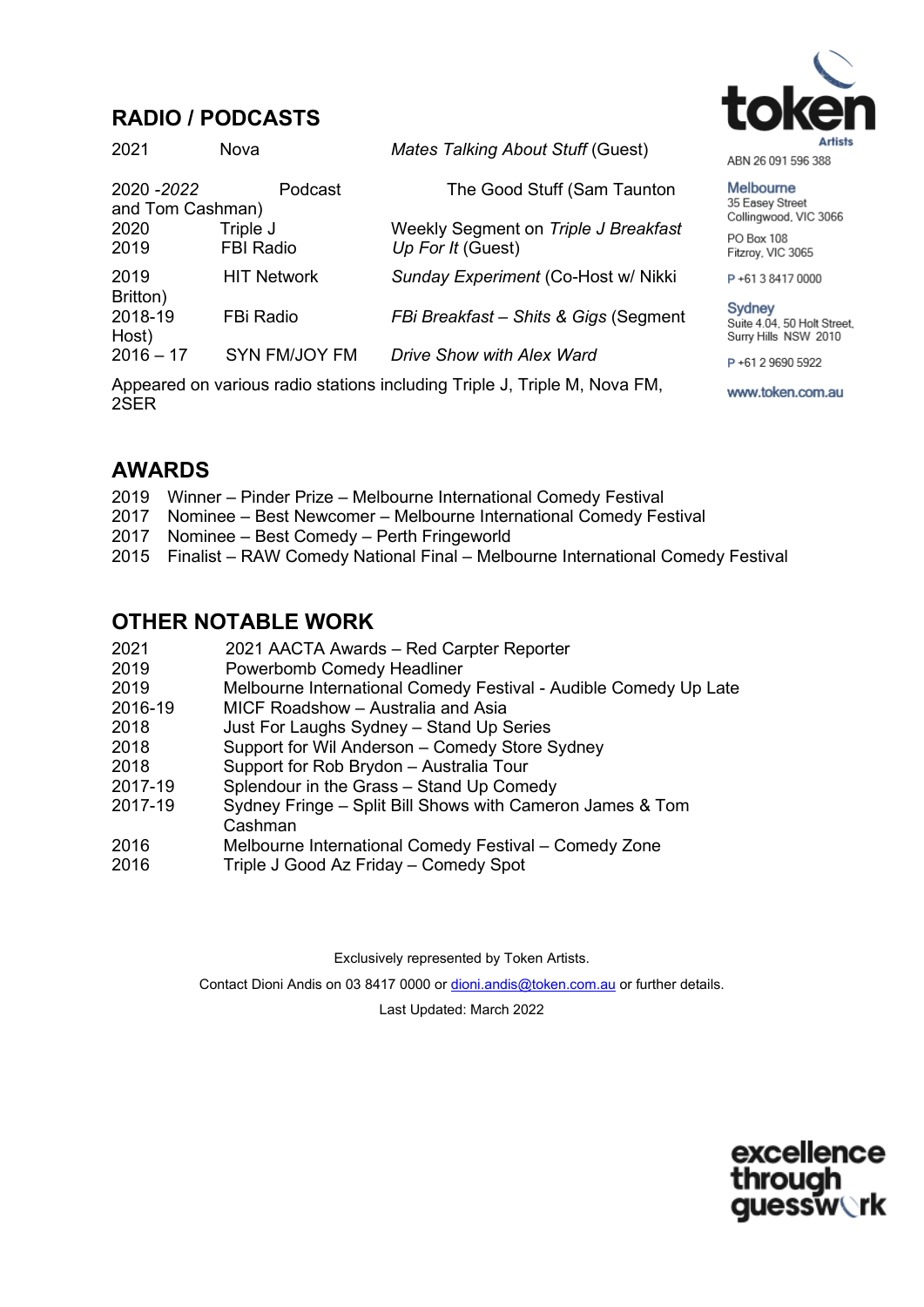## RADIO / PODCASTS

| | | |
|---|---|---|
| 2021 | Nova | *Mates Talking About Stuff* (Guest) |
| 2020 -*2022* | Podcast | The Good Stuff (Sam Taunton and Tom Cashman) |
| 2020 | Triple J | Weekly Segment on *Triple J Breakfast* |
| 2019 | FBI Radio | *Up For It* (Guest) |
| 2019 | HIT Network | *Sunday Experiment* (Co-Host w/ Nikki Britton) |
| 2018-19 | FBi Radio | *FBi Breakfast – Shits & Gigs* (Segment Host) |
| 2016 – 17 | SYN FM/JOY FM | *Drive Show with Alex Ward* |

Appeared on various radio stations including Triple J, Triple M, Nova FM, 2SER

## AWARDS

2019 Winner – Pinder Prize – Melbourne International Comedy Festival
2017 Nominee – Best Newcomer – Melbourne International Comedy Festival
2017 Nominee – Best Comedy – Perth Fringeworld
2015 Finalist – RAW Comedy National Final – Melbourne International Comedy Festival

## OTHER NOTABLE WORK

| | |
|---|---|
| 2021 | 2021 AACTA Awards – Red Carpter Reporter |
| 2019 | Powerbomb Comedy Headliner |
| 2019 | Melbourne International Comedy Festival - Audible Comedy Up Late |
| 2016-19 | MICF Roadshow – Australia and Asia |
| 2018 | Just For Laughs Sydney – Stand Up Series |
| 2018 | Support for Wil Anderson – Comedy Store Sydney |
| 2018 | Support for Rob Brydon – Australia Tour |
| 2017-19 | Splendour in the Grass – Stand Up Comedy |
| 2017-19 | Sydney Fringe – Split Bill Shows with Cameron James & Tom Cashman |
| 2016 | Melbourne International Comedy Festival – Comedy Zone |
| 2016 | Triple J Good Az Friday – Comedy Spot |

Exclusively represented by Token Artists.

Contact Dioni Andis on 03 8417 0000 or dioni.andis@token.com.au or further details.

Last Updated: March 2022

token Artists
ABN 26 091 596 388

Melbourne
35 Easey Street
Collingwood, VIC 3066

PO Box 108
Fitzroy, VIC 3065

P +61 3 8417 0000

Sydney
Suite 4.04, 50 Holt Street,
Surry Hills NSW 2010

P +61 2 9690 5922

www.token.com.au

excellence through guesswork